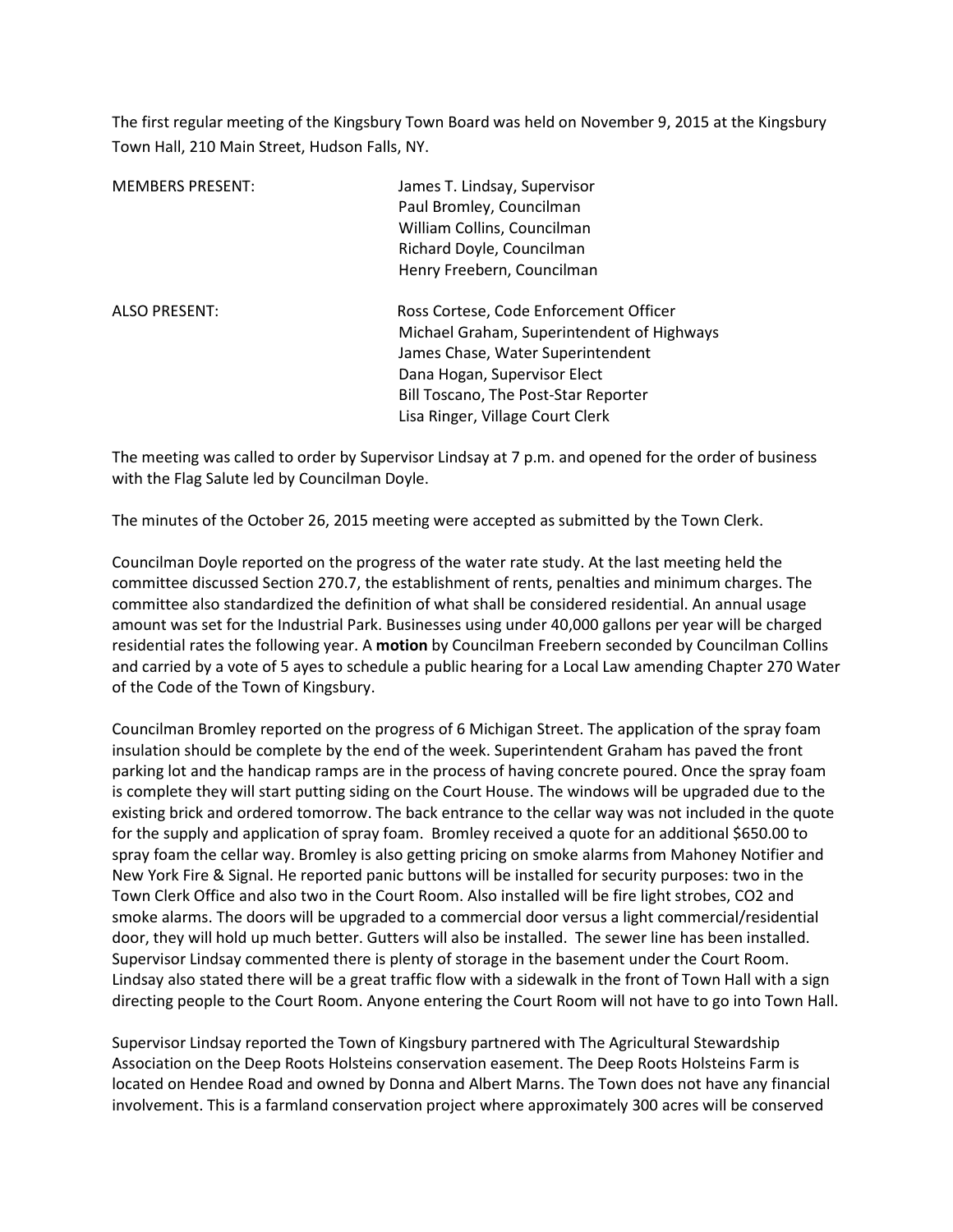The first regular meeting of the Kingsbury Town Board was held on November 9, 2015 at the Kingsbury Town Hall, 210 Main Street, Hudson Falls, NY.

| | |
|---|---|
| MEMBERS PRESENT: | James T. Lindsay, Supervisor<br>Paul Bromley, Councilman<br>William Collins, Councilman<br>Richard Doyle, Councilman<br>Henry Freebern, Councilman |
| ALSO PRESENT: | Ross Cortese, Code Enforcement Officer<br>Michael Graham, Superintendent of Highways<br>James Chase, Water Superintendent<br>Dana Hogan, Supervisor Elect<br>Bill Toscano, The Post-Star Reporter<br>Lisa Ringer, Village Court Clerk |

The meeting was called to order by Supervisor Lindsay at 7 p.m. and opened for the order of business with the Flag Salute led by Councilman Doyle.

The minutes of the October 26, 2015 meeting were accepted as submitted by the Town Clerk.

Councilman Doyle reported on the progress of the water rate study. At the last meeting held the committee discussed Section 270.7, the establishment of rents, penalties and minimum charges. The committee also standardized the definition of what shall be considered residential. An annual usage amount was set for the Industrial Park. Businesses using under 40,000 gallons per year will be charged residential rates the following year. A **motion** by Councilman Freebern seconded by Councilman Collins and carried by a vote of 5 ayes to schedule a public hearing for a Local Law amending Chapter 270 Water of the Code of the Town of Kingsbury.

Councilman Bromley reported on the progress of 6 Michigan Street. The application of the spray foam insulation should be complete by the end of the week. Superintendent Graham has paved the front parking lot and the handicap ramps are in the process of having concrete poured. Once the spray foam is complete they will start putting siding on the Court House. The windows will be upgraded due to the existing brick and ordered tomorrow. The back entrance to the cellar way was not included in the quote for the supply and application of spray foam. Bromley received a quote for an additional $650.00 to spray foam the cellar way. Bromley is also getting pricing on smoke alarms from Mahoney Notifier and New York Fire & Signal. He reported panic buttons will be installed for security purposes: two in the Town Clerk Office and also two in the Court Room. Also installed will be fire light strobes, CO2 and smoke alarms. The doors will be upgraded to a commercial door versus a light commercial/residential door, they will hold up much better. Gutters will also be installed. The sewer line has been installed. Supervisor Lindsay commented there is plenty of storage in the basement under the Court Room. Lindsay also stated there will be a great traffic flow with a sidewalk in the front of Town Hall with a sign directing people to the Court Room. Anyone entering the Court Room will not have to go into Town Hall.

Supervisor Lindsay reported the Town of Kingsbury partnered with The Agricultural Stewardship Association on the Deep Roots Holsteins conservation easement. The Deep Roots Holsteins Farm is located on Hendee Road and owned by Donna and Albert Marns. The Town does not have any financial involvement. This is a farmland conservation project where approximately 300 acres will be conserved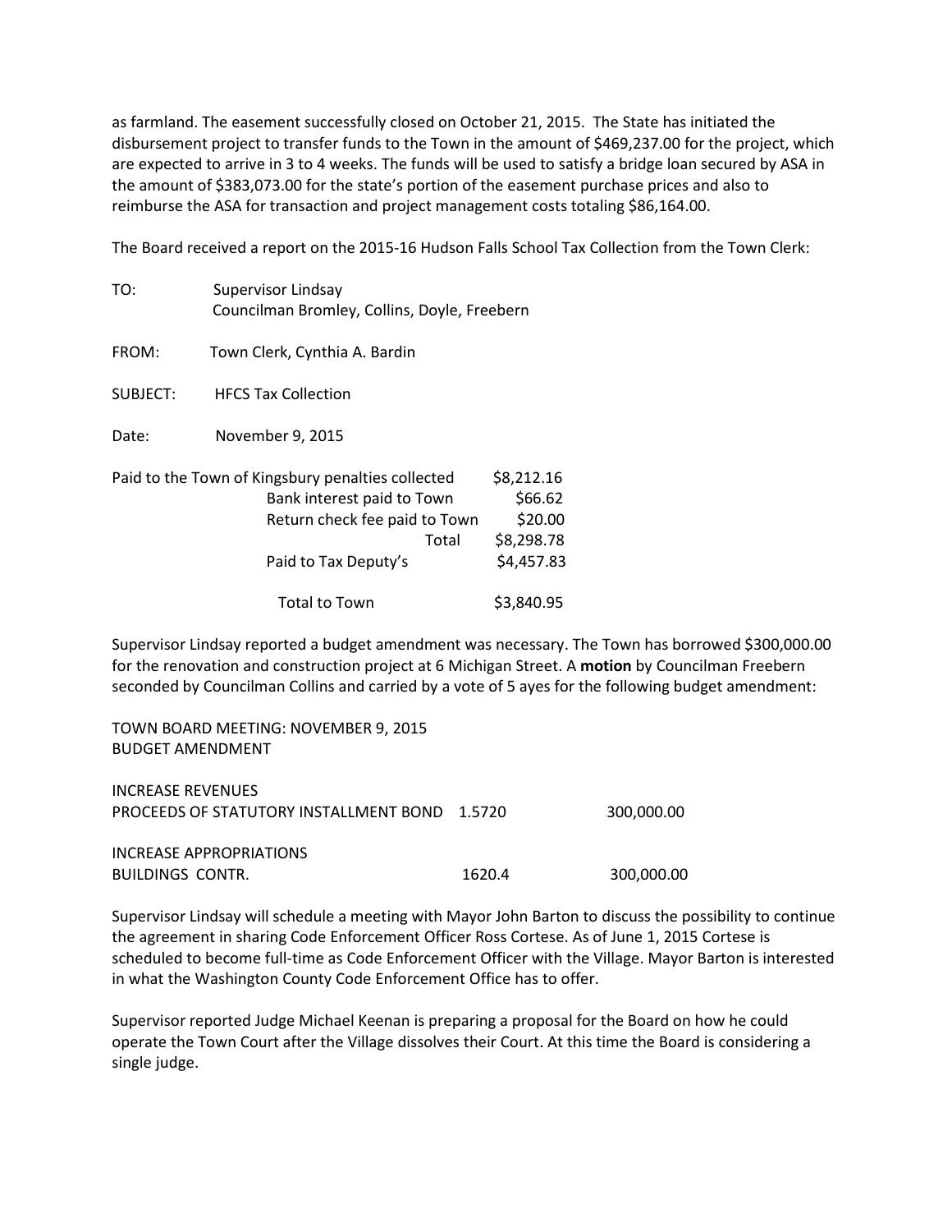as farmland. The easement successfully closed on October 21, 2015. The State has initiated the disbursement project to transfer funds to the Town in the amount of $469,237.00 for the project, which are expected to arrive in 3 to 4 weeks. The funds will be used to satisfy a bridge loan secured by ASA in the amount of $383,073.00 for the state's portion of the easement purchase prices and also to reimburse the ASA for transaction and project management costs totaling $86,164.00.

The Board received a report on the 2015-16 Hudson Falls School Tax Collection from the Town Clerk:

TO: Supervisor Lindsay
Councilman Bromley, Collins, Doyle, Freebern

FROM: Town Clerk, Cynthia A. Bardin

SUBJECT: HFCS Tax Collection

Date: November 9, 2015

| | |
|---|---|
| Paid to the Town of Kingsbury penalties collected | $8,212.16 |
| Bank interest paid to Town | $66.62 |
| Return check fee paid to Town | $20.00 |
| Total | $8,298.78 |
| Paid to Tax Deputy's | $4,457.83 |
| Total to Town | $3,840.95 |

Supervisor Lindsay reported a budget amendment was necessary. The Town has borrowed $300,000.00 for the renovation and construction project at 6 Michigan Street. A **motion** by Councilman Freebern seconded by Councilman Collins and carried by a vote of 5 ayes for the following budget amendment:

TOWN BOARD MEETING: NOVEMBER 9, 2015
BUDGET AMENDMENT

| | | |
|---|---|---|
| INCREASE REVENUES | | |
| PROCEEDS OF STATUTORY INSTALLMENT BOND | 1.5720 | 300,000.00 |
| INCREASE APPROPRIATIONS | | |
| BUILDINGS CONTR. | 1620.4 | 300,000.00 |

Supervisor Lindsay will schedule a meeting with Mayor John Barton to discuss the possibility to continue the agreement in sharing Code Enforcement Officer Ross Cortese. As of June 1, 2015 Cortese is scheduled to become full-time as Code Enforcement Officer with the Village. Mayor Barton is interested in what the Washington County Code Enforcement Office has to offer.

Supervisor reported Judge Michael Keenan is preparing a proposal for the Board on how he could operate the Town Court after the Village dissolves their Court. At this time the Board is considering a single judge.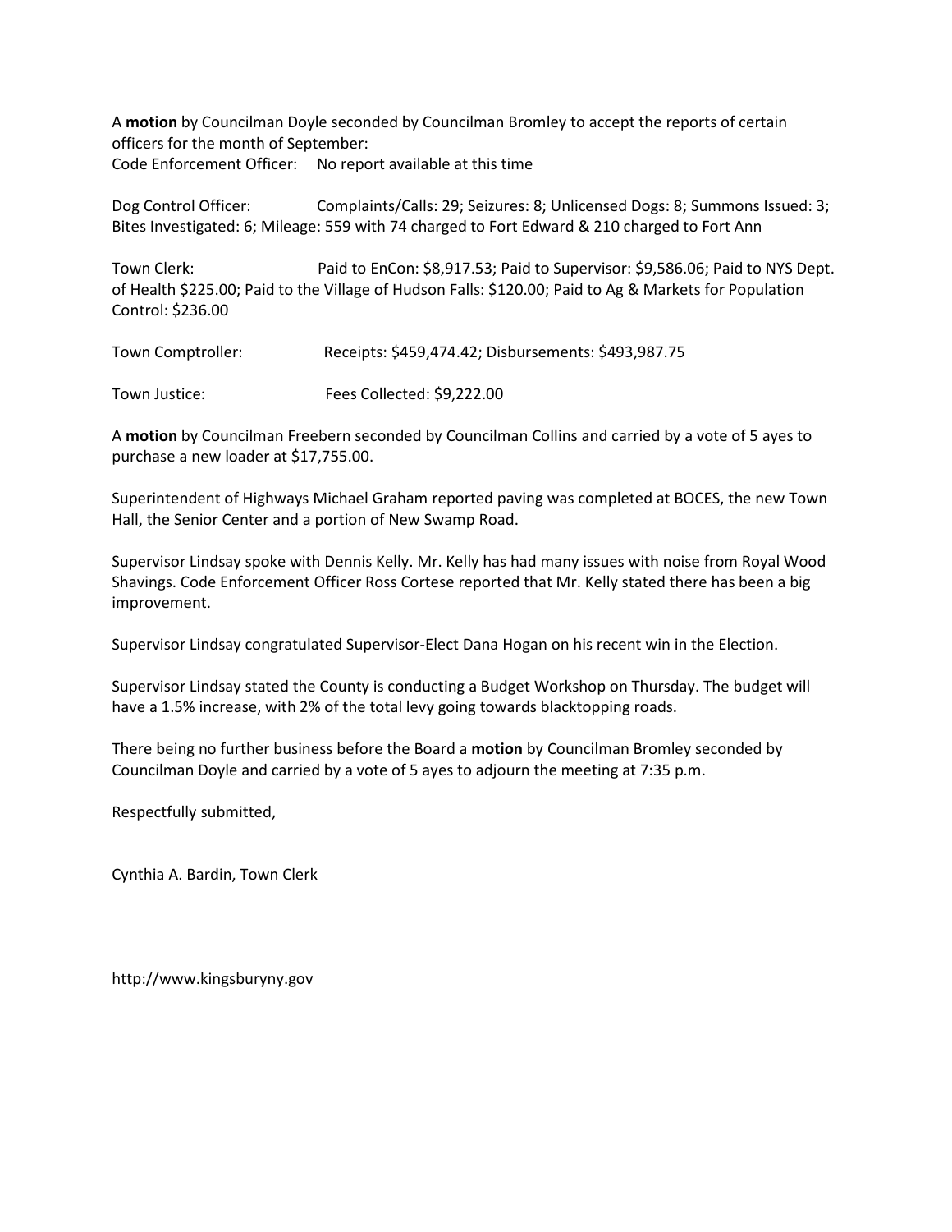A **motion** by Councilman Doyle seconded by Councilman Bromley to accept the reports of certain officers for the month of September:

Code Enforcement Officer: No report available at this time

Dog Control Officer: Complaints/Calls: 29; Seizures: 8; Unlicensed Dogs: 8; Summons Issued: 3; Bites Investigated: 6; Mileage: 559 with 74 charged to Fort Edward & 210 charged to Fort Ann

Town Clerk: Paid to EnCon: $8,917.53; Paid to Supervisor: $9,586.06; Paid to NYS Dept. of Health $225.00; Paid to the Village of Hudson Falls: $120.00; Paid to Ag & Markets for Population Control: $236.00

Town Comptroller: Receipts: $459,474.42; Disbursements: $493,987.75

Town Justice: Fees Collected: $9,222.00

A **motion** by Councilman Freebern seconded by Councilman Collins and carried by a vote of 5 ayes to purchase a new loader at $17,755.00.

Superintendent of Highways Michael Graham reported paving was completed at BOCES, the new Town Hall, the Senior Center and a portion of New Swamp Road.

Supervisor Lindsay spoke with Dennis Kelly. Mr. Kelly has had many issues with noise from Royal Wood Shavings. Code Enforcement Officer Ross Cortese reported that Mr. Kelly stated there has been a big improvement.

Supervisor Lindsay congratulated Supervisor-Elect Dana Hogan on his recent win in the Election.

Supervisor Lindsay stated the County is conducting a Budget Workshop on Thursday. The budget will have a 1.5% increase, with 2% of the total levy going towards blacktopping roads.

There being no further business before the Board a **motion** by Councilman Bromley seconded by Councilman Doyle and carried by a vote of 5 ayes to adjourn the meeting at 7:35 p.m.

Respectfully submitted,

Cynthia A. Bardin, Town Clerk

http://www.kingsburyny.gov